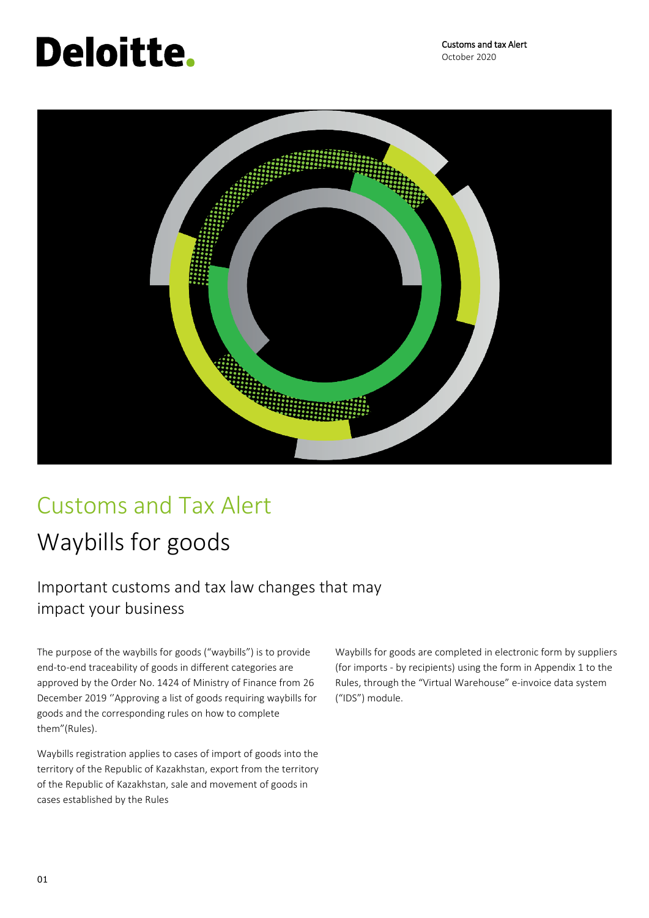# Customs and Tax Alert

## Waybills for goods

### Important customs and tax law changes that may impact your business

The purpose of the waybills for goods ("waybills") is to provide end-to-end traceability of goods in different categories are approved by the Order No. 1424 of Ministry of Finance from 26 December 2019 ''Approving a list of goods requiring waybills for goods and the corresponding rules on how to complete them"(Rules).

Waybills registration applies to cases of import of goods into the territory of the Republic of Kazakhstan, export from the territory of the Republic of Kazakhstan, sale and movement of goods in cases established by the Rules

Waybills for goods are completed in electronic form by suppliers (for imports - by recipients) using the form in Appendix 1 to the Rules, through the "Virtual Warehouse" e-invoice data system ("IDS") module.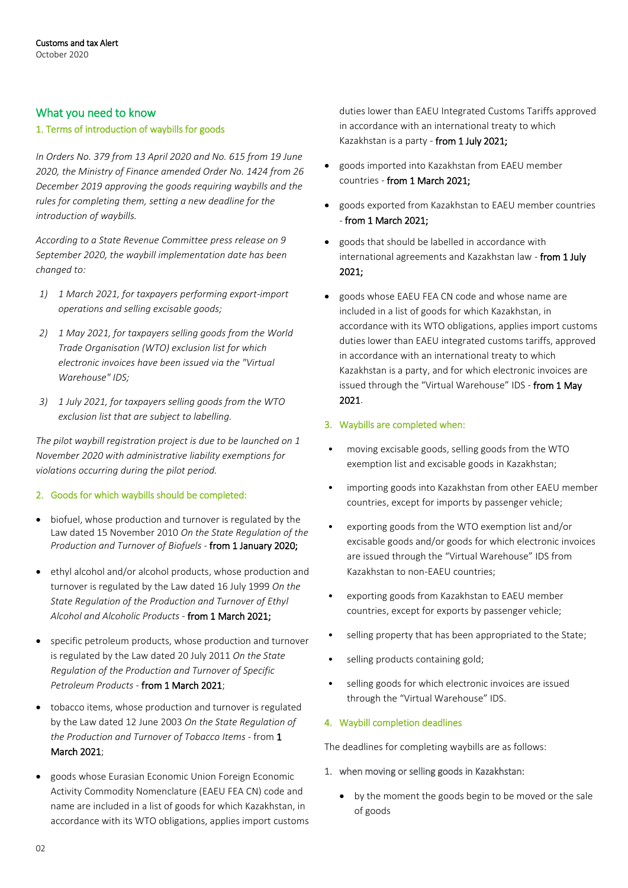## What you need to know

### 1. Terms of introduction of waybills for goods

*In Orders No. 379 from 13 April 2020 and No. 615 from 19 June 2020, the Ministry of Finance amended Order No. 1424 from 26 December 2019 approving the goods requiring waybills and the rules for completing them, setting a new deadline for the introduction of waybills.*

*According to a State Revenue Committee press release on 9 September 2020, the waybill implementation date has been changed to:*

1) *1 March 2021, for taxpayers performing export-import operations and selling excisable goods;*
2) *1 May 2021, for taxpayers selling goods from the World Trade Organisation (WTO) exclusion list for which electronic invoices have been issued via the "Virtual Warehouse" IDS;*
3) *1 July 2021, for taxpayers selling goods from the WTO exclusion list that are subject to labelling.*

*The pilot waybill registration project is due to be launched on 1 November 2020 with administrative liability exemptions for violations occurring during the pilot period.*

### 2. Goods for which waybills should be completed:

- biofuel, whose production and turnover is regulated by the Law dated 15 November 2010 *On the State Regulation of the Production and Turnover of Biofuels* - **from 1 January 2020;**
- ethyl alcohol and/or alcohol products, whose production and turnover is regulated by the Law dated 16 July 1999 *On the State Regulation of the Production and Turnover of Ethyl Alcohol and Alcoholic Products* - **from 1 March 2021;**
- specific petroleum products, whose production and turnover is regulated by the Law dated 20 July 2011 *On the State Regulation of the Production and Turnover of Specific Petroleum Products* - **from 1 March 2021**;
- tobacco items, whose production and turnover is regulated by the Law dated 12 June 2003 *On the State Regulation of the Production and Turnover of Tobacco Items* - from **1 March 2021**;
- goods whose Eurasian Economic Union Foreign Economic Activity Commodity Nomenclature (EAEU FEA CN) code and name are included in a list of goods for which Kazakhstan, in accordance with its WTO obligations, applies import customs duties lower than EAEU Integrated Customs Tariffs approved in accordance with an international treaty to which Kazakhstan is a party - **from 1 July 2021;**
- goods imported into Kazakhstan from EAEU member countries - **from 1 March 2021;**
- goods exported from Kazakhstan to EAEU member countries - **from 1 March 2021;**
- goods that should be labelled in accordance with international agreements and Kazakhstan law - **from 1 July 2021;**
- goods whose EAEU FEA CN code and whose name are included in a list of goods for which Kazakhstan, in accordance with its WTO obligations, applies import customs duties lower than EAEU integrated customs tariffs, approved in accordance with an international treaty to which Kazakhstan is a party, and for which electronic invoices are issued through the "Virtual Warehouse" IDS - **from 1 May 2021**.

### 3. Waybills are completed when:

- moving excisable goods, selling goods from the WTO exemption list and excisable goods in Kazakhstan;
- importing goods into Kazakhstan from other EAEU member countries, except for imports by passenger vehicle;
- exporting goods from the WTO exemption list and/or excisable goods and/or goods for which electronic invoices are issued through the "Virtual Warehouse" IDS from Kazakhstan to non-EAEU countries;
- exporting goods from Kazakhstan to EAEU member countries, except for exports by passenger vehicle;
- selling property that has been appropriated to the State;
- selling products containing gold;
- selling goods for which electronic invoices are issued through the "Virtual Warehouse" IDS.

### 4. Waybill completion deadlines

The deadlines for completing waybills are as follows:

1. when moving or selling goods in Kazakhstan:
   - by the moment the goods begin to be moved or the sale of goods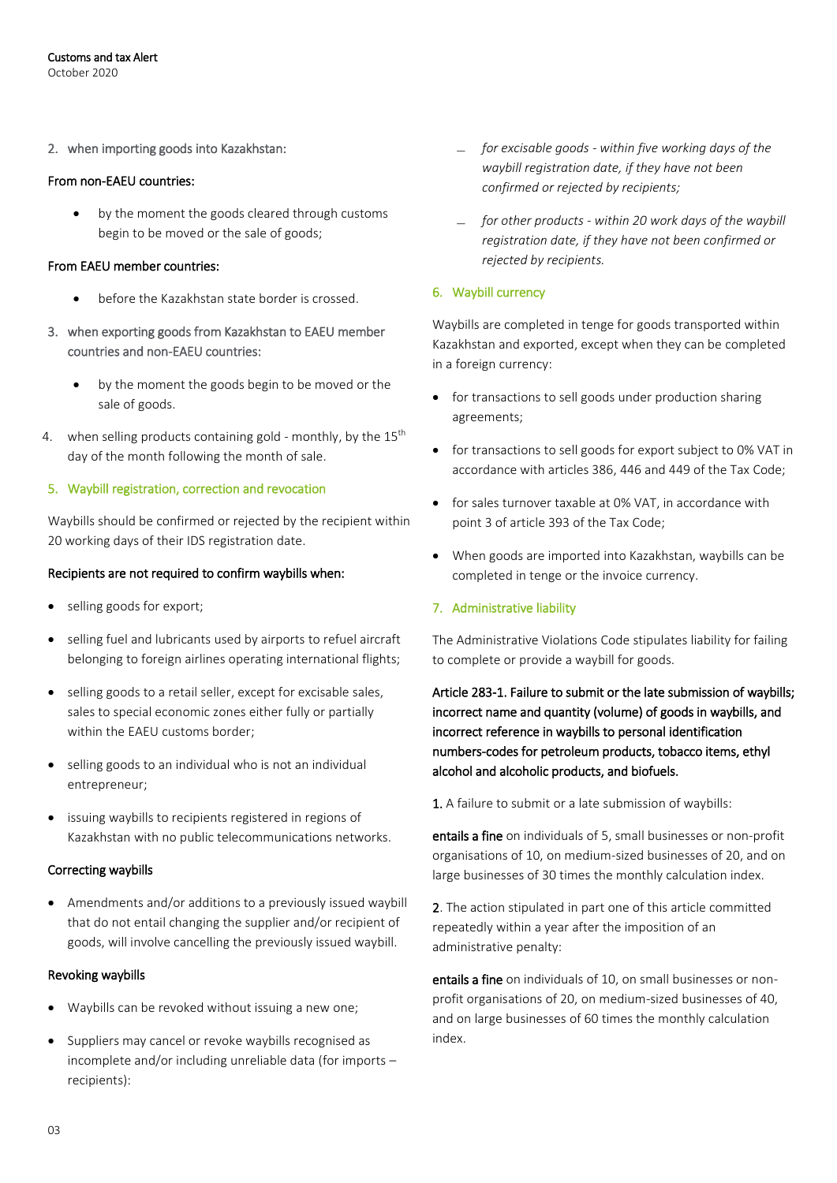2. when importing goods into Kazakhstan:

From non-EAEU countries:

- by the moment the goods cleared through customs begin to be moved or the sale of goods;

From EAEU member countries:

- before the Kazakhstan state border is crossed.

3. when exporting goods from Kazakhstan to EAEU member countries and non-EAEU countries:

   - by the moment the goods begin to be moved or the sale of goods.

4. when selling products containing gold - monthly, by the 15th day of the month following the month of sale.

## 5. Waybill registration, correction and revocation

Waybills should be confirmed or rejected by the recipient within 20 working days of their IDS registration date.

Recipients are not required to confirm waybills when:

- selling goods for export;
- selling fuel and lubricants used by airports to refuel aircraft belonging to foreign airlines operating international flights;
- selling goods to a retail seller, except for excisable sales, sales to special economic zones either fully or partially within the EAEU customs border;
- selling goods to an individual who is not an individual entrepreneur;
- issuing waybills to recipients registered in regions of Kazakhstan with no public telecommunications networks.

Correcting waybills

- Amendments and/or additions to a previously issued waybill that do not entail changing the supplier and/or recipient of goods, will involve cancelling the previously issued waybill.

Revoking waybills

- Waybills can be revoked without issuing a new one;
- Suppliers may cancel or revoke waybills recognised as incomplete and/or including unreliable data (for imports – recipients):
  - *for excisable goods - within five working days of the waybill registration date, if they have not been confirmed or rejected by recipients;*
  - *for other products - within 20 work days of the waybill registration date, if they have not been confirmed or rejected by recipients.*

## 6. Waybill currency

Waybills are completed in tenge for goods transported within Kazakhstan and exported, except when they can be completed in a foreign currency:

- for transactions to sell goods under production sharing agreements;
- for transactions to sell goods for export subject to 0% VAT in accordance with articles 386, 446 and 449 of the Tax Code;
- for sales turnover taxable at 0% VAT, in accordance with point 3 of article 393 of the Tax Code;
- When goods are imported into Kazakhstan, waybills can be completed in tenge or the invoice currency.

## 7. Administrative liability

The Administrative Violations Code stipulates liability for failing to complete or provide a waybill for goods.

Article 283-1. Failure to submit or the late submission of waybills; incorrect name and quantity (volume) of goods in waybills, and incorrect reference in waybills to personal identification numbers-codes for petroleum products, tobacco items, ethyl alcohol and alcoholic products, and biofuels.

1. A failure to submit or a late submission of waybills:

entails a fine on individuals of 5, small businesses or non-profit organisations of 10, on medium-sized businesses of 20, and on large businesses of 30 times the monthly calculation index.

2. The action stipulated in part one of this article committed repeatedly within a year after the imposition of an administrative penalty:

entails a fine on individuals of 10, on small businesses or non-profit organisations of 20, on medium-sized businesses of 40, and on large businesses of 60 times the monthly calculation index.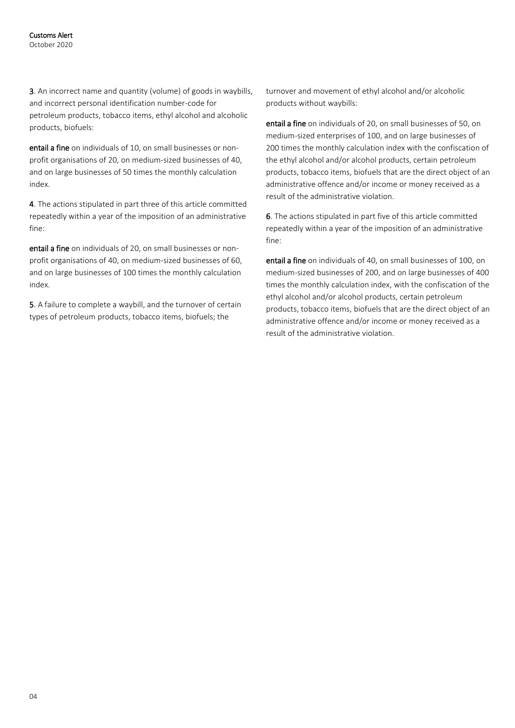**3**. An incorrect name and quantity (volume) of goods in waybills, and incorrect personal identification number-code for petroleum products, tobacco items, ethyl alcohol and alcoholic products, biofuels:

**entail a fine** on individuals of 10, on small businesses or non-profit organisations of 20, on medium-sized businesses of 40, and on large businesses of 50 times the monthly calculation index.

**4**. The actions stipulated in part three of this article committed repeatedly within a year of the imposition of an administrative fine:

**entail a fine** on individuals of 20, on small businesses or non-profit organisations of 40, on medium-sized businesses of 60, and on large businesses of 100 times the monthly calculation index.

**5**. A failure to complete a waybill, and the turnover of certain types of petroleum products, tobacco items, biofuels; the turnover and movement of ethyl alcohol and/or alcoholic products without waybills:

**entail a fine** on individuals of 20, on small businesses of 50, on medium-sized enterprises of 100, and on large businesses of 200 times the monthly calculation index with the confiscation of the ethyl alcohol and/or alcohol products, certain petroleum products, tobacco items, biofuels that are the direct object of an administrative offence and/or income or money received as a result of the administrative violation.

**6**. The actions stipulated in part five of this article committed repeatedly within a year of the imposition of an administrative fine:

**entail a fine** on individuals of 40, on small businesses of 100, on medium-sized businesses of 200, and on large businesses of 400 times the monthly calculation index, with the confiscation of the ethyl alcohol and/or alcohol products, certain petroleum products, tobacco items, biofuels that are the direct object of an administrative offence and/or income or money received as a result of the administrative violation.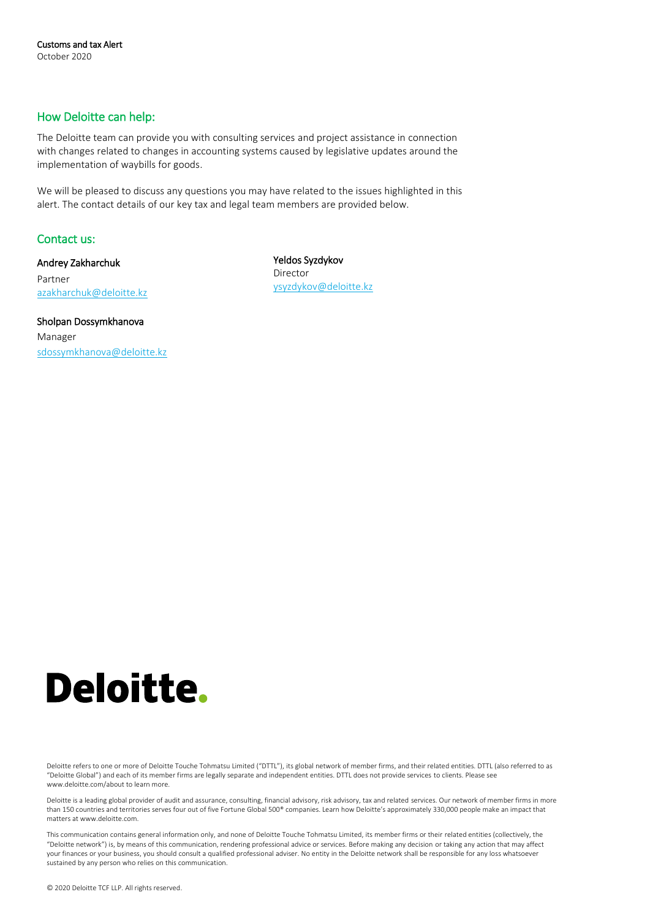## How Deloitte can help:

The Deloitte team can provide you with consulting services and project assistance in connection with changes related to changes in accounting systems caused by legislative updates around the implementation of waybills for goods.

We will be pleased to discuss any questions you may have related to the issues highlighted in this alert. The contact details of our key tax and legal team members are provided below.

## Contact us:

**Andrey Zakharchuk**
Partner
azakharchuk@deloitte.kz

**Yeldos Syzdykov**
Director
ysyzdykov@deloitte.kz

**Sholpan Dossymkhanova**
Manager
sdossymkhanova@deloitte.kz

Deloitte.

Deloitte refers to one or more of Deloitte Touche Tohmatsu Limited ("DTTL"), its global network of member firms, and their related entities. DTTL (also referred to as "Deloitte Global") and each of its member firms are legally separate and independent entities. DTTL does not provide services to clients. Please see www.deloitte.com/about to learn more.

Deloitte is a leading global provider of audit and assurance, consulting, financial advisory, risk advisory, tax and related services. Our network of member firms in more than 150 countries and territories serves four out of five Fortune Global 500® companies. Learn how Deloitte's approximately 330,000 people make an impact that matters at www.deloitte.com.

This communication contains general information only, and none of Deloitte Touche Tohmatsu Limited, its member firms or their related entities (collectively, the "Deloitte network") is, by means of this communication, rendering professional advice or services. Before making any decision or taking any action that may affect your finances or your business, you should consult a qualified professional adviser. No entity in the Deloitte network shall be responsible for any loss whatsoever sustained by any person who relies on this communication.

© 2020 Deloitte TCF LLP. All rights reserved.